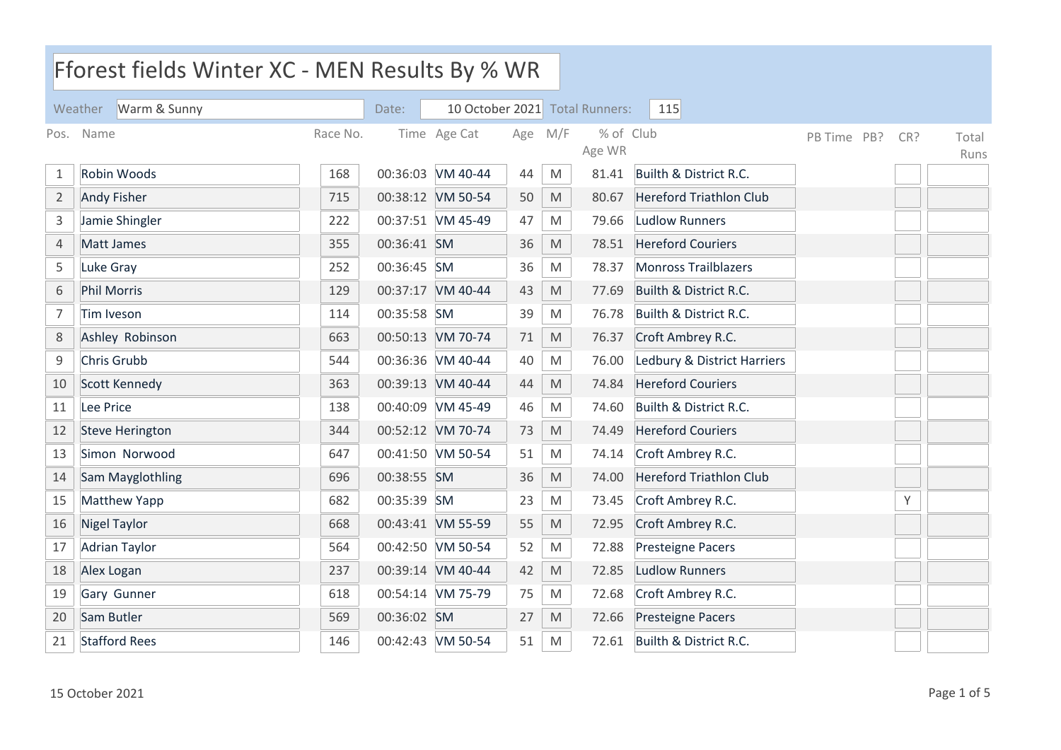# Fforest fields Winter XC - MEN Results By % WR

Weather: Warm & Sunny | Date: 10 October 2021 | Total Runners: 115

| Pos. | Name | Race No. | Time | Age Cat | Age | M/F | % of Age WR | Club | PB Time | PB? | CR? | Total Runs |
|---|---|---|---|---|---|---|---|---|---|---|---|---|
| 1 | Robin Woods | 168 | 00:36:03 | VM 40-44 | 44 | M | 81.41 | Builth & District R.C. | | | | |
| 2 | Andy Fisher | 715 | 00:38:12 | VM 50-54 | 50 | M | 80.67 | Hereford Triathlon Club | | | | |
| 3 | Jamie Shingler | 222 | 00:37:51 | VM 45-49 | 47 | M | 79.66 | Ludlow Runners | | | | |
| 4 | Matt James | 355 | 00:36:41 | SM | 36 | M | 78.51 | Hereford Couriers | | | | |
| 5 | Luke Gray | 252 | 00:36:45 | SM | 36 | M | 78.37 | Monross Trailblazers | | | | |
| 6 | Phil Morris | 129 | 00:37:17 | VM 40-44 | 43 | M | 77.69 | Builth & District R.C. | | | | |
| 7 | Tim Iveson | 114 | 00:35:58 | SM | 39 | M | 76.78 | Builth & District R.C. | | | | |
| 8 | Ashley Robinson | 663 | 00:50:13 | VM 70-74 | 71 | M | 76.37 | Croft Ambrey R.C. | | | | |
| 9 | Chris Grubb | 544 | 00:36:36 | VM 40-44 | 40 | M | 76.00 | Ledbury & District Harriers | | | | |
| 10 | Scott Kennedy | 363 | 00:39:13 | VM 40-44 | 44 | M | 74.84 | Hereford Couriers | | | | |
| 11 | Lee Price | 138 | 00:40:09 | VM 45-49 | 46 | M | 74.60 | Builth & District R.C. | | | | |
| 12 | Steve Herington | 344 | 00:52:12 | VM 70-74 | 73 | M | 74.49 | Hereford Couriers | | | | |
| 13 | Simon Norwood | 647 | 00:41:50 | VM 50-54 | 51 | M | 74.14 | Croft Ambrey R.C. | | | | |
| 14 | Sam Mayglothling | 696 | 00:38:55 | SM | 36 | M | 74.00 | Hereford Triathlon Club | | | | |
| 15 | Matthew Yapp | 682 | 00:35:39 | SM | 23 | M | 73.45 | Croft Ambrey R.C. | | | Y | |
| 16 | Nigel Taylor | 668 | 00:43:41 | VM 55-59 | 55 | M | 72.95 | Croft Ambrey R.C. | | | | |
| 17 | Adrian Taylor | 564 | 00:42:50 | VM 50-54 | 52 | M | 72.88 | Presteigne Pacers | | | | |
| 18 | Alex Logan | 237 | 00:39:14 | VM 40-44 | 42 | M | 72.85 | Ludlow Runners | | | | |
| 19 | Gary Gunner | 618 | 00:54:14 | VM 75-79 | 75 | M | 72.68 | Croft Ambrey R.C. | | | | |
| 20 | Sam Butler | 569 | 00:36:02 | SM | 27 | M | 72.66 | Presteigne Pacers | | | | |
| 21 | Stafford Rees | 146 | 00:42:43 | VM 50-54 | 51 | M | 72.61 | Builth & District R.C. | | | | |

15 October 2021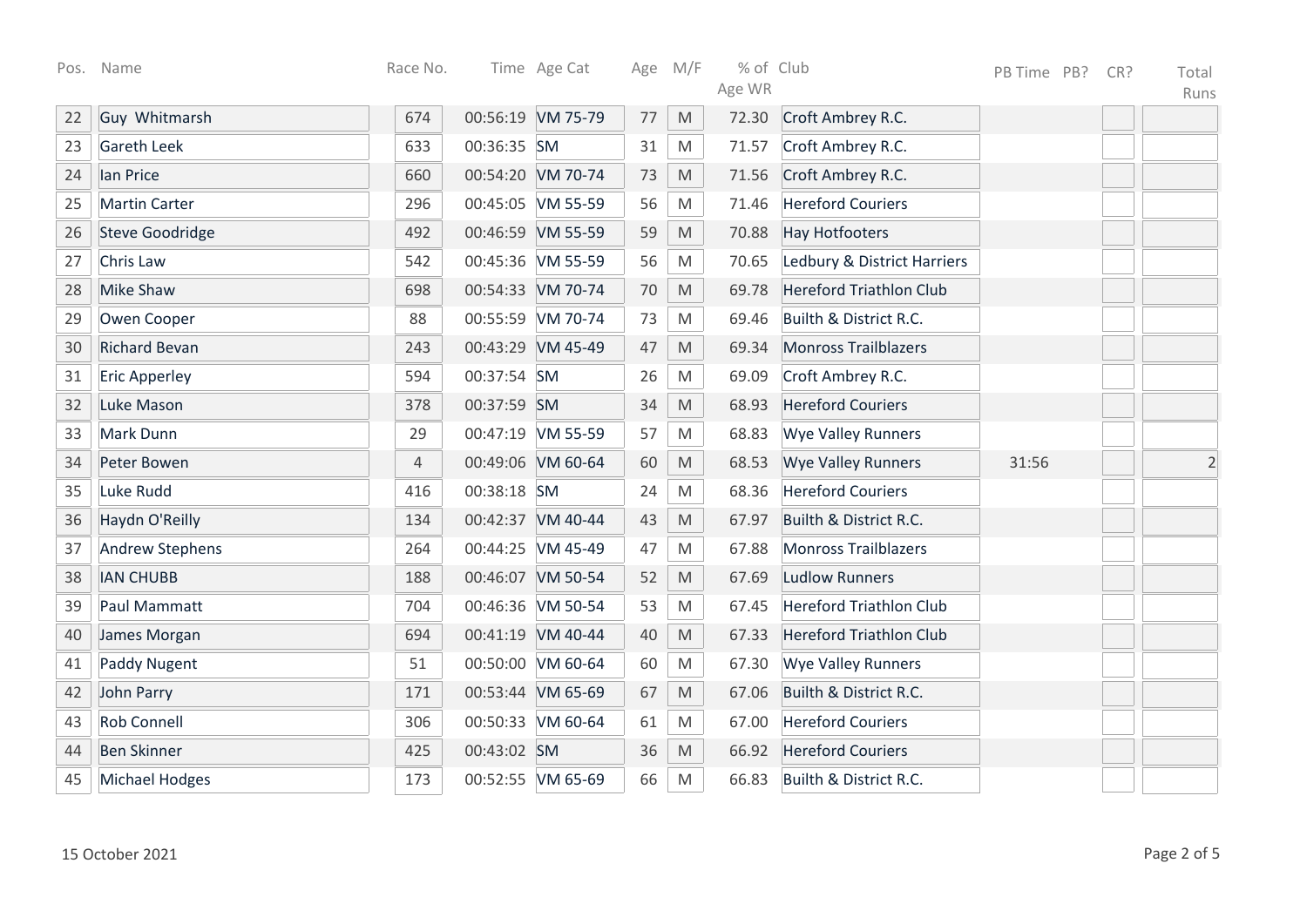| Pos. | Name | Race No. | Time | Age Cat | Age | M/F | % of Age WR | Club | PB Time | PB? | CR? | Total Runs |
|---|---|---|---|---|---|---|---|---|---|---|---|---|
| 22 | Guy Whitmarsh | 674 | 00:56:19 | VM 75-79 | 77 | M | 72.30 | Croft Ambrey R.C. | | | | |
| 23 | Gareth Leek | 633 | 00:36:35 | SM | 31 | M | 71.57 | Croft Ambrey R.C. | | | | |
| 24 | Ian Price | 660 | 00:54:20 | VM 70-74 | 73 | M | 71.56 | Croft Ambrey R.C. | | | | |
| 25 | Martin Carter | 296 | 00:45:05 | VM 55-59 | 56 | M | 71.46 | Hereford Couriers | | | | |
| 26 | Steve Goodridge | 492 | 00:46:59 | VM 55-59 | 59 | M | 70.88 | Hay Hotfooters | | | | |
| 27 | Chris Law | 542 | 00:45:36 | VM 55-59 | 56 | M | 70.65 | Ledbury & District Harriers | | | | |
| 28 | Mike Shaw | 698 | 00:54:33 | VM 70-74 | 70 | M | 69.78 | Hereford Triathlon Club | | | | |
| 29 | Owen Cooper | 88 | 00:55:59 | VM 70-74 | 73 | M | 69.46 | Builth & District R.C. | | | | |
| 30 | Richard Bevan | 243 | 00:43:29 | VM 45-49 | 47 | M | 69.34 | Monross Trailblazers | | | | |
| 31 | Eric Apperley | 594 | 00:37:54 | SM | 26 | M | 69.09 | Croft Ambrey R.C. | | | | |
| 32 | Luke Mason | 378 | 00:37:59 | SM | 34 | M | 68.93 | Hereford Couriers | | | | |
| 33 | Mark Dunn | 29 | 00:47:19 | VM 55-59 | 57 | M | 68.83 | Wye Valley Runners | | | | |
| 34 | Peter Bowen | 4 | 00:49:06 | VM 60-64 | 60 | M | 68.53 | Wye Valley Runners | 31:56 | | | 2 |
| 35 | Luke Rudd | 416 | 00:38:18 | SM | 24 | M | 68.36 | Hereford Couriers | | | | |
| 36 | Haydn O'Reilly | 134 | 00:42:37 | VM 40-44 | 43 | M | 67.97 | Builth & District R.C. | | | | |
| 37 | Andrew Stephens | 264 | 00:44:25 | VM 45-49 | 47 | M | 67.88 | Monross Trailblazers | | | | |
| 38 | IAN CHUBB | 188 | 00:46:07 | VM 50-54 | 52 | M | 67.69 | Ludlow Runners | | | | |
| 39 | Paul Mammatt | 704 | 00:46:36 | VM 50-54 | 53 | M | 67.45 | Hereford Triathlon Club | | | | |
| 40 | James Morgan | 694 | 00:41:19 | VM 40-44 | 40 | M | 67.33 | Hereford Triathlon Club | | | | |
| 41 | Paddy Nugent | 51 | 00:50:00 | VM 60-64 | 60 | M | 67.30 | Wye Valley Runners | | | | |
| 42 | John Parry | 171 | 00:53:44 | VM 65-69 | 67 | M | 67.06 | Builth & District R.C. | | | | |
| 43 | Rob Connell | 306 | 00:50:33 | VM 60-64 | 61 | M | 67.00 | Hereford Couriers | | | | |
| 44 | Ben Skinner | 425 | 00:43:02 | SM | 36 | M | 66.92 | Hereford Couriers | | | | |
| 45 | Michael Hodges | 173 | 00:52:55 | VM 65-69 | 66 | M | 66.83 | Builth & District R.C. | | | | |

15 October 2021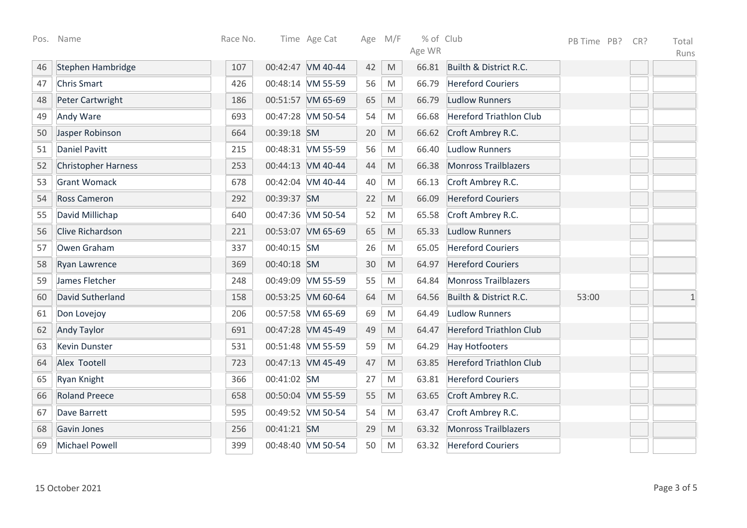| Pos. | Name | Race No. | Time | Age Cat | Age | M/F | % of Age WR | Club | PB Time | PB? | CR? | Total Runs |
|---|---|---|---|---|---|---|---|---|---|---|---|---|
| 46 | Stephen Hambridge | 107 | 00:42:47 | VM 40-44 | 42 | M | 66.81 | Builth & District R.C. | | | | |
| 47 | Chris Smart | 426 | 00:48:14 | VM 55-59 | 56 | M | 66.79 | Hereford Couriers | | | | |
| 48 | Peter Cartwright | 186 | 00:51:57 | VM 65-69 | 65 | M | 66.79 | Ludlow Runners | | | | |
| 49 | Andy Ware | 693 | 00:47:28 | VM 50-54 | 54 | M | 66.68 | Hereford Triathlon Club | | | | |
| 50 | Jasper Robinson | 664 | 00:39:18 | SM | 20 | M | 66.62 | Croft Ambrey R.C. | | | | |
| 51 | Daniel Pavitt | 215 | 00:48:31 | VM 55-59 | 56 | M | 66.40 | Ludlow Runners | | | | |
| 52 | Christopher Harness | 253 | 00:44:13 | VM 40-44 | 44 | M | 66.38 | Monross Trailblazers | | | | |
| 53 | Grant Womack | 678 | 00:42:04 | VM 40-44 | 40 | M | 66.13 | Croft Ambrey R.C. | | | | |
| 54 | Ross Cameron | 292 | 00:39:37 | SM | 22 | M | 66.09 | Hereford Couriers | | | | |
| 55 | David Millichap | 640 | 00:47:36 | VM 50-54 | 52 | M | 65.58 | Croft Ambrey R.C. | | | | |
| 56 | Clive Richardson | 221 | 00:53:07 | VM 65-69 | 65 | M | 65.33 | Ludlow Runners | | | | |
| 57 | Owen Graham | 337 | 00:40:15 | SM | 26 | M | 65.05 | Hereford Couriers | | | | |
| 58 | Ryan Lawrence | 369 | 00:40:18 | SM | 30 | M | 64.97 | Hereford Couriers | | | | |
| 59 | James Fletcher | 248 | 00:49:09 | VM 55-59 | 55 | M | 64.84 | Monross Trailblazers | | | | |
| 60 | David Sutherland | 158 | 00:53:25 | VM 60-64 | 64 | M | 64.56 | Builth & District R.C. | 53:00 | | | 1 |
| 61 | Don Lovejoy | 206 | 00:57:58 | VM 65-69 | 69 | M | 64.49 | Ludlow Runners | | | | |
| 62 | Andy Taylor | 691 | 00:47:28 | VM 45-49 | 49 | M | 64.47 | Hereford Triathlon Club | | | | |
| 63 | Kevin Dunster | 531 | 00:51:48 | VM 55-59 | 59 | M | 64.29 | Hay Hotfooters | | | | |
| 64 | Alex Tootell | 723 | 00:47:13 | VM 45-49 | 47 | M | 63.85 | Hereford Triathlon Club | | | | |
| 65 | Ryan Knight | 366 | 00:41:02 | SM | 27 | M | 63.81 | Hereford Couriers | | | | |
| 66 | Roland Preece | 658 | 00:50:04 | VM 55-59 | 55 | M | 63.65 | Croft Ambrey R.C. | | | | |
| 67 | Dave Barrett | 595 | 00:49:52 | VM 50-54 | 54 | M | 63.47 | Croft Ambrey R.C. | | | | |
| 68 | Gavin Jones | 256 | 00:41:21 | SM | 29 | M | 63.32 | Monross Trailblazers | | | | |
| 69 | Michael Powell | 399 | 00:48:40 | VM 50-54 | 50 | M | 63.32 | Hereford Couriers | | | | |

15 October 2021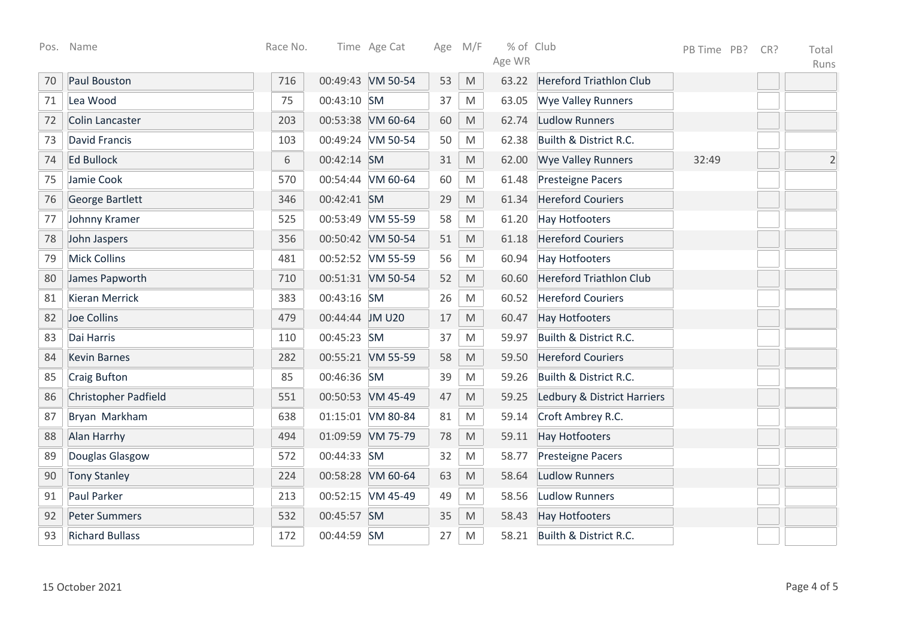| Pos. | Name | Race No. | Time | Age Cat | Age | M/F | % of Age WR | Club | PB Time | PB? | CR? | Total Runs |
|---|---|---|---|---|---|---|---|---|---|---|---|---|
| 70 | Paul Bouston | 716 | 00:49:43 | VM 50-54 | 53 | M | 63.22 | Hereford Triathlon Club | | | | |
| 71 | Lea Wood | 75 | 00:43:10 | SM | 37 | M | 63.05 | Wye Valley Runners | | | | |
| 72 | Colin Lancaster | 203 | 00:53:38 | VM 60-64 | 60 | M | 62.74 | Ludlow Runners | | | | |
| 73 | David Francis | 103 | 00:49:24 | VM 50-54 | 50 | M | 62.38 | Builth & District R.C. | | | | |
| 74 | Ed Bullock | 6 | 00:42:14 | SM | 31 | M | 62.00 | Wye Valley Runners | 32:49 | | | 2 |
| 75 | Jamie Cook | 570 | 00:54:44 | VM 60-64 | 60 | M | 61.48 | Presteigne Pacers | | | | |
| 76 | George Bartlett | 346 | 00:42:41 | SM | 29 | M | 61.34 | Hereford Couriers | | | | |
| 77 | Johnny Kramer | 525 | 00:53:49 | VM 55-59 | 58 | M | 61.20 | Hay Hotfooters | | | | |
| 78 | John Jaspers | 356 | 00:50:42 | VM 50-54 | 51 | M | 61.18 | Hereford Couriers | | | | |
| 79 | Mick Collins | 481 | 00:52:52 | VM 55-59 | 56 | M | 60.94 | Hay Hotfooters | | | | |
| 80 | James Papworth | 710 | 00:51:31 | VM 50-54 | 52 | M | 60.60 | Hereford Triathlon Club | | | | |
| 81 | Kieran Merrick | 383 | 00:43:16 | SM | 26 | M | 60.52 | Hereford Couriers | | | | |
| 82 | Joe Collins | 479 | 00:44:44 | JM U20 | 17 | M | 60.47 | Hay Hotfooters | | | | |
| 83 | Dai Harris | 110 | 00:45:23 | SM | 37 | M | 59.97 | Builth & District R.C. | | | | |
| 84 | Kevin Barnes | 282 | 00:55:21 | VM 55-59 | 58 | M | 59.50 | Hereford Couriers | | | | |
| 85 | Craig Bufton | 85 | 00:46:36 | SM | 39 | M | 59.26 | Builth & District R.C. | | | | |
| 86 | Christopher Padfield | 551 | 00:50:53 | VM 45-49 | 47 | M | 59.25 | Ledbury & District Harriers | | | | |
| 87 | Bryan Markham | 638 | 01:15:01 | VM 80-84 | 81 | M | 59.14 | Croft Ambrey R.C. | | | | |
| 88 | Alan Harrhy | 494 | 01:09:59 | VM 75-79 | 78 | M | 59.11 | Hay Hotfooters | | | | |
| 89 | Douglas Glasgow | 572 | 00:44:33 | SM | 32 | M | 58.77 | Presteigne Pacers | | | | |
| 90 | Tony Stanley | 224 | 00:58:28 | VM 60-64 | 63 | M | 58.64 | Ludlow Runners | | | | |
| 91 | Paul Parker | 213 | 00:52:15 | VM 45-49 | 49 | M | 58.56 | Ludlow Runners | | | | |
| 92 | Peter Summers | 532 | 00:45:57 | SM | 35 | M | 58.43 | Hay Hotfooters | | | | |
| 93 | Richard Bullass | 172 | 00:44:59 | SM | 27 | M | 58.21 | Builth & District R.C. | | | | |

15 October 2021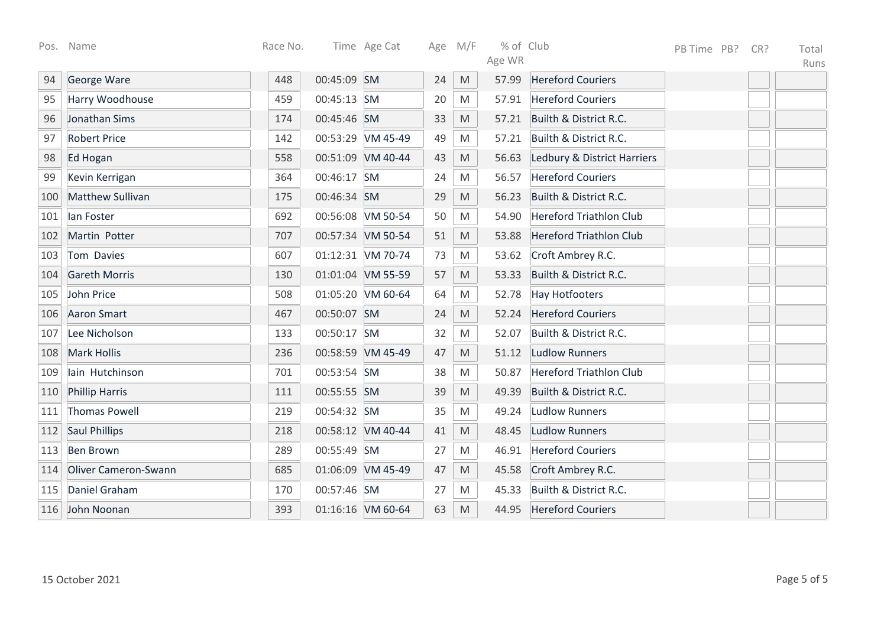| Pos. | Name | Race No. | Time | Age Cat | Age | M/F | % of Age WR | Club | PB Time | PB? | CR? | Total Runs |
|---|---|---|---|---|---|---|---|---|---|---|---|---|
| 94 | George Ware | 448 | 00:45:09 | SM | 24 | M | 57.99 | Hereford Couriers | | | | |
| 95 | Harry Woodhouse | 459 | 00:45:13 | SM | 20 | M | 57.91 | Hereford Couriers | | | | |
| 96 | Jonathan Sims | 174 | 00:45:46 | SM | 33 | M | 57.21 | Builth & District R.C. | | | | |
| 97 | Robert Price | 142 | 00:53:29 | VM 45-49 | 49 | M | 57.21 | Builth & District R.C. | | | | |
| 98 | Ed Hogan | 558 | 00:51:09 | VM 40-44 | 43 | M | 56.63 | Ledbury & District Harriers | | | | |
| 99 | Kevin Kerrigan | 364 | 00:46:17 | SM | 24 | M | 56.57 | Hereford Couriers | | | | |
| 100 | Matthew Sullivan | 175 | 00:46:34 | SM | 29 | M | 56.23 | Builth & District R.C. | | | | |
| 101 | Ian Foster | 692 | 00:56:08 | VM 50-54 | 50 | M | 54.90 | Hereford Triathlon Club | | | | |
| 102 | Martin Potter | 707 | 00:57:34 | VM 50-54 | 51 | M | 53.88 | Hereford Triathlon Club | | | | |
| 103 | Tom Davies | 607 | 01:12:31 | VM 70-74 | 73 | M | 53.62 | Croft Ambrey R.C. | | | | |
| 104 | Gareth Morris | 130 | 01:01:04 | VM 55-59 | 57 | M | 53.33 | Builth & District R.C. | | | | |
| 105 | John Price | 508 | 01:05:20 | VM 60-64 | 64 | M | 52.78 | Hay Hotfooters | | | | |
| 106 | Aaron Smart | 467 | 00:50:07 | SM | 24 | M | 52.24 | Hereford Couriers | | | | |
| 107 | Lee Nicholson | 133 | 00:50:17 | SM | 32 | M | 52.07 | Builth & District R.C. | | | | |
| 108 | Mark Hollis | 236 | 00:58:59 | VM 45-49 | 47 | M | 51.12 | Ludlow Runners | | | | |
| 109 | Iain Hutchinson | 701 | 00:53:54 | SM | 38 | M | 50.87 | Hereford Triathlon Club | | | | |
| 110 | Phillip Harris | 111 | 00:55:55 | SM | 39 | M | 49.39 | Builth & District R.C. | | | | |
| 111 | Thomas Powell | 219 | 00:54:32 | SM | 35 | M | 49.24 | Ludlow Runners | | | | |
| 112 | Saul Phillips | 218 | 00:58:12 | VM 40-44 | 41 | M | 48.45 | Ludlow Runners | | | | |
| 113 | Ben Brown | 289 | 00:55:49 | SM | 27 | M | 46.91 | Hereford Couriers | | | | |
| 114 | Oliver Cameron-Swann | 685 | 01:06:09 | VM 45-49 | 47 | M | 45.58 | Croft Ambrey R.C. | | | | |
| 115 | Daniel Graham | 170 | 00:57:46 | SM | 27 | M | 45.33 | Builth & District R.C. | | | | |
| 116 | John Noonan | 393 | 01:16:16 | VM 60-64 | 63 | M | 44.95 | Hereford Couriers | | | | |

15 October 2021